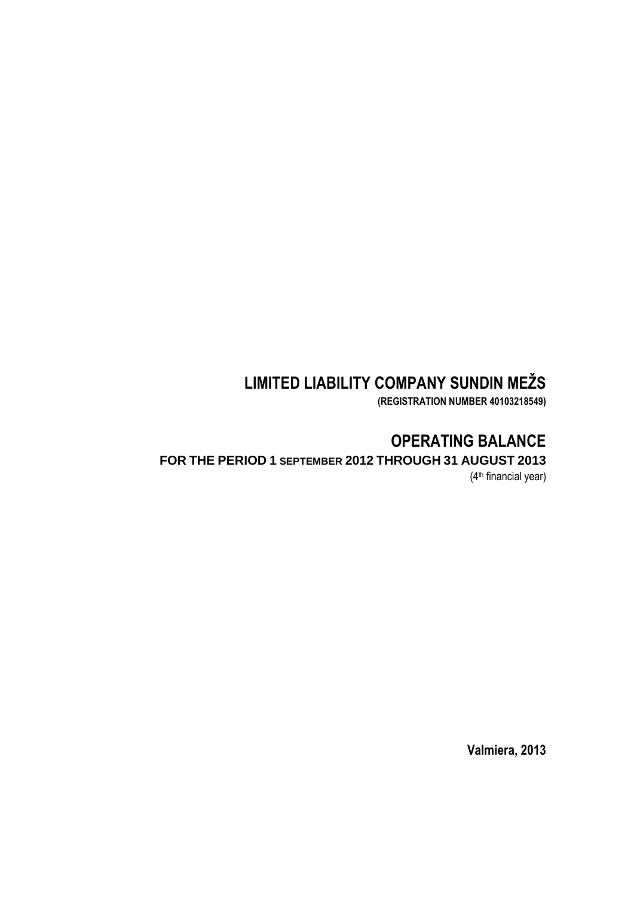# LIMITED LIABILITY COMPANY SUNDIN MEŽS

**(REGISTRATION NUMBER 40103218549)**

# OPERATING BALANCE

**FOR THE PERIOD 1 SEPTEMBER 2012 THROUGH 31 AUGUST 2013**

(4th financial year)

**Valmiera, 2013**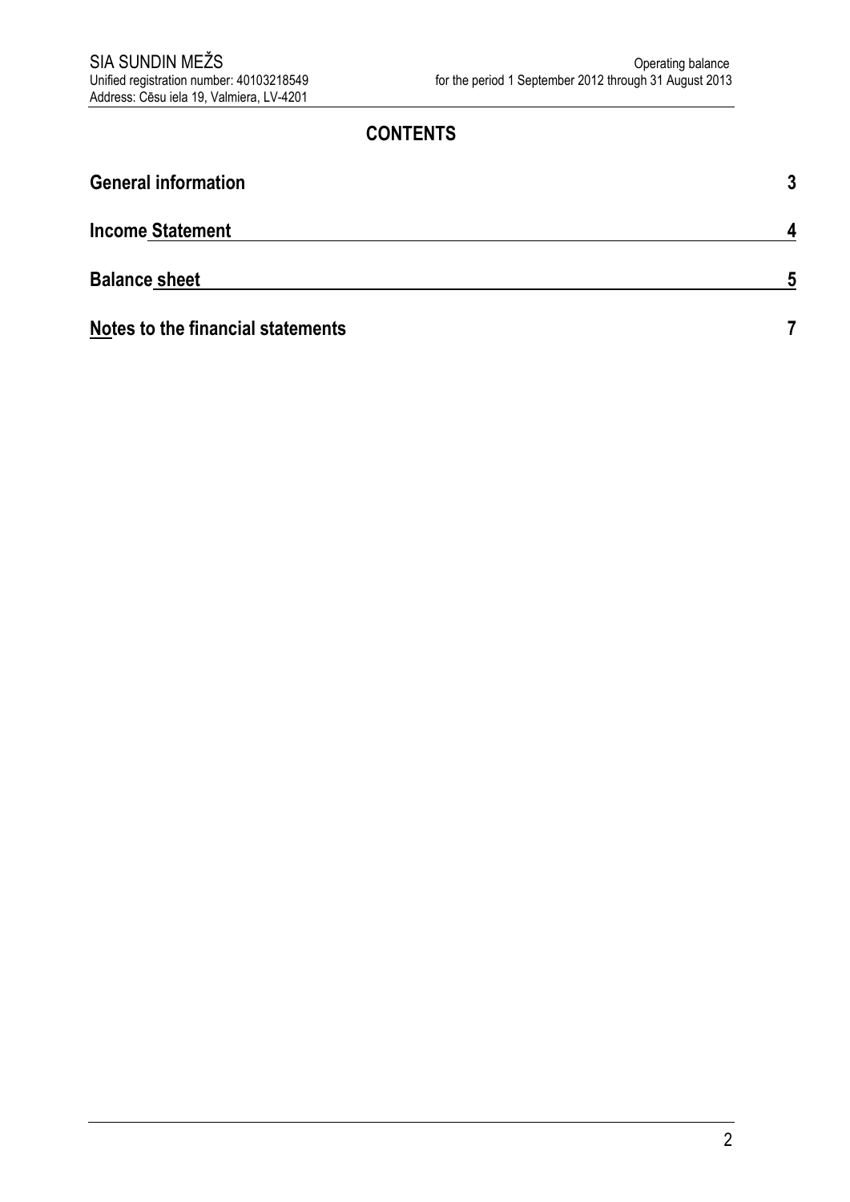# CONTENTS

| | |
|---|---|
| **General information** | **3** |
| **Income Statement** | **4** |
| **Balance sheet** | **5** |
| **Notes to the financial statements** | **7** |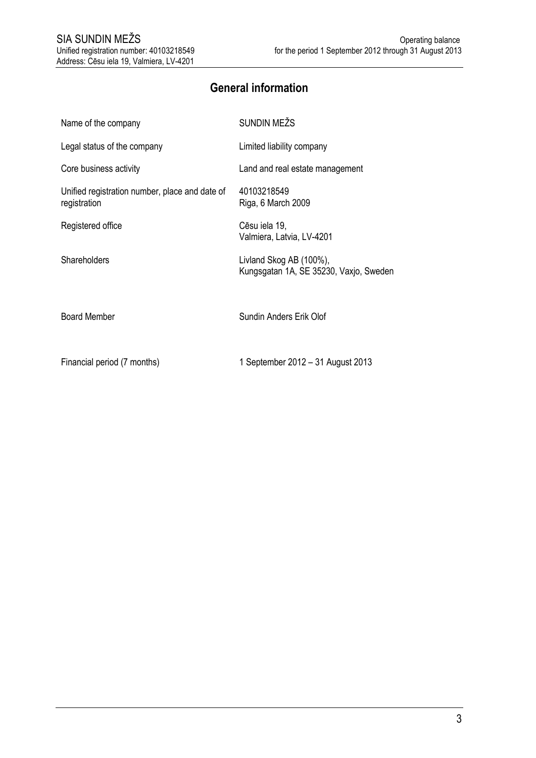## General information

| | |
|---|---|
| Name of the company | SUNDIN MEŽS |
| Legal status of the company | Limited liability company |
| Core business activity | Land and real estate management |
| Unified registration number, place and date of registration | 40103218549<br>Riga, 6 March 2009 |
| Registered office | Cēsu iela 19,<br>Valmiera, Latvia, LV-4201 |
| Shareholders | Livland Skog AB (100%),<br>Kungsgatan 1A, SE 35230, Vaxjo, Sweden |
| Board Member | Sundin Anders Erik Olof |
| Financial period (7 months) | 1 September 2012 – 31 August 2013 |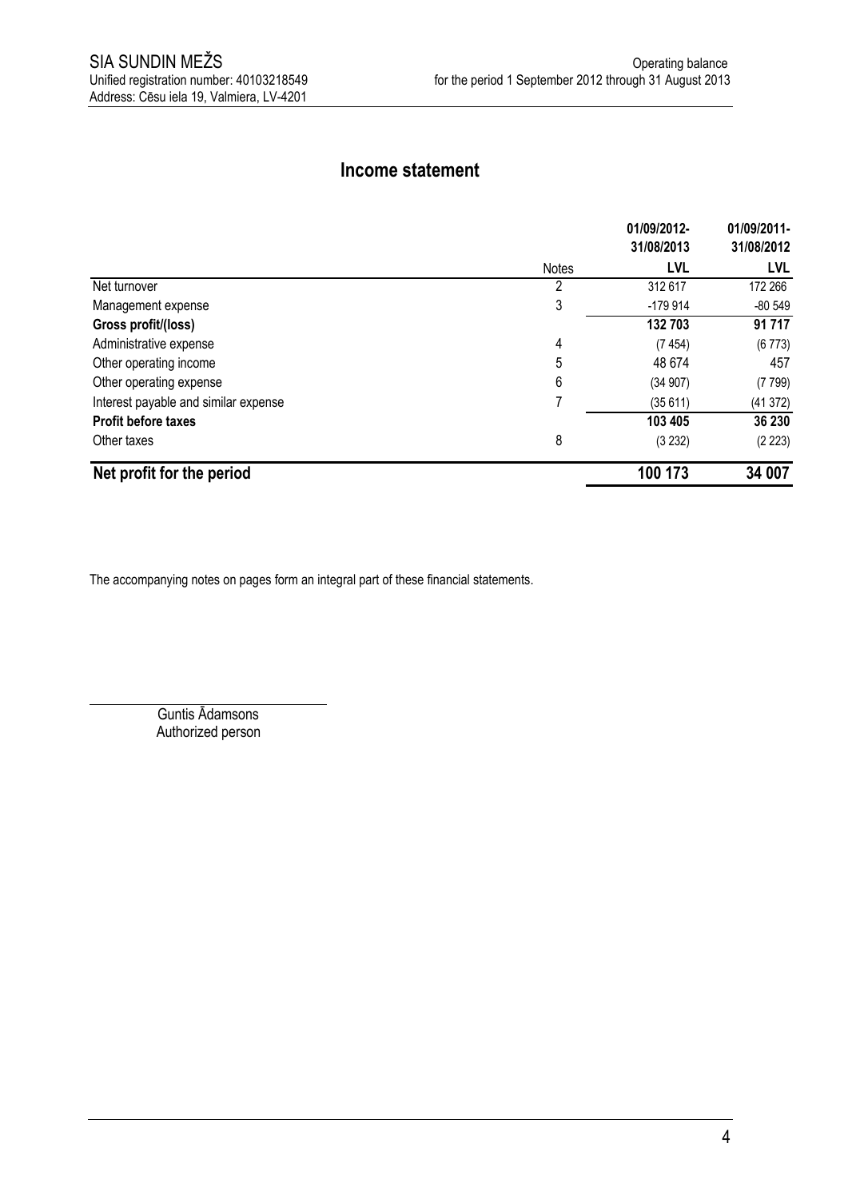SIA SUNDIN MEŽS
Unified registration number: 40103218549
Address: Cēsu iela 19, Valmiera, LV-4201

Operating balance
for the period 1 September 2012 through 31 August 2013

## Income statement

| | Notes | 01/09/2012-31/08/2013 LVL | 01/09/2011-31/08/2012 LVL |
|---|---|---|---|
| Net turnover | 2 | 312 617 | 172 266 |
| Management expense | 3 | -179 914 | -80 549 |
| **Gross profit/(loss)** | | **132 703** | **91 717** |
| Administrative expense | 4 | (7 454) | (6 773) |
| Other operating income | 5 | 48 674 | 457 |
| Other operating expense | 6 | (34 907) | (7 799) |
| Interest payable and similar expense | 7 | (35 611) | (41 372) |
| **Profit before taxes** | | **103 405** | **36 230** |
| Other taxes | 8 | (3 232) | (2 223) |
| **Net profit for the period** | | **100 173** | **34 007** |

The accompanying notes on pages form an integral part of these financial statements.

Guntis Ādamsons
Authorized person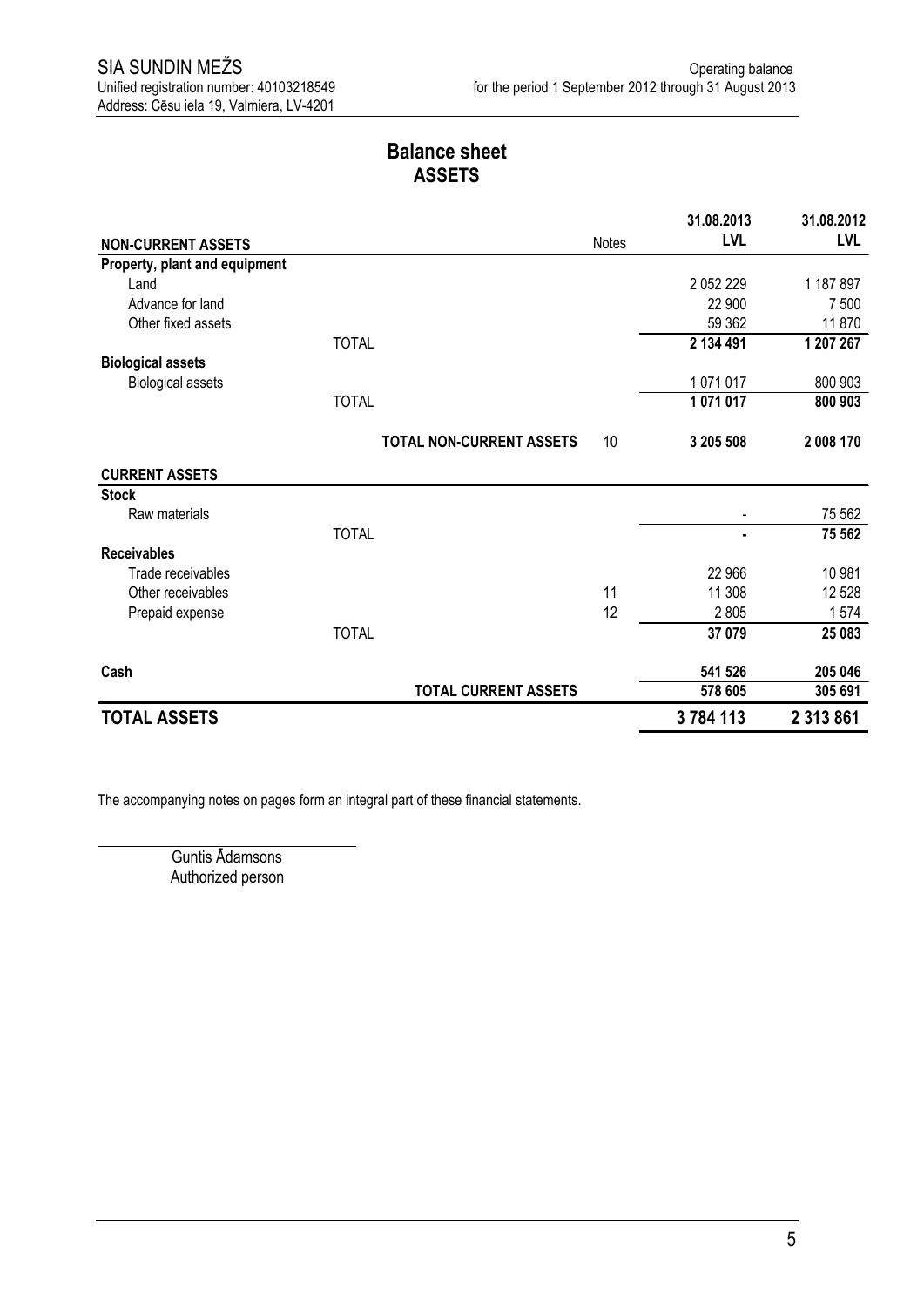SIA SUNDIN MEŽS
Unified registration number: 40103218549
Address: Cēsu iela 19, Valmiera, LV-4201

Operating balance
for the period 1 September 2012 through 31 August 2013

# Balance sheet
## ASSETS

| NON-CURRENT ASSETS | | Notes | 31.08.2013 LVL | 31.08.2012 LVL |
|---|---|---|---|---|
| **Property, plant and equipment** | | | | |
| Land | | | 2 052 229 | 1 187 897 |
| Advance for land | | | 22 900 | 7 500 |
| Other fixed assets | | | 59 362 | 11 870 |
| | TOTAL | | **2 134 491** | **1 207 267** |
| **Biological assets** | | | | |
| Biological assets | | | 1 071 017 | 800 903 |
| | TOTAL | | **1 071 017** | **800 903** |
| | **TOTAL NON-CURRENT ASSETS** | 10 | **3 205 508** | **2 008 170** |
| **CURRENT ASSETS** | | | | |
| **Stock** | | | | |
| Raw materials | | | - | 75 562 |
| | TOTAL | | **-** | **75 562** |
| **Receivables** | | | | |
| Trade receivables | | | 22 966 | 10 981 |
| Other receivables | | 11 | 11 308 | 12 528 |
| Prepaid expense | | 12 | 2 805 | 1 574 |
| | TOTAL | | **37 079** | **25 083** |
| **Cash** | | | **541 526** | **205 046** |
| | **TOTAL CURRENT ASSETS** | | **578 605** | **305 691** |
| **TOTAL ASSETS** | | | **3 784 113** | **2 313 861** |

The accompanying notes on pages form an integral part of these financial statements.

Guntis Ādamsons
Authorized person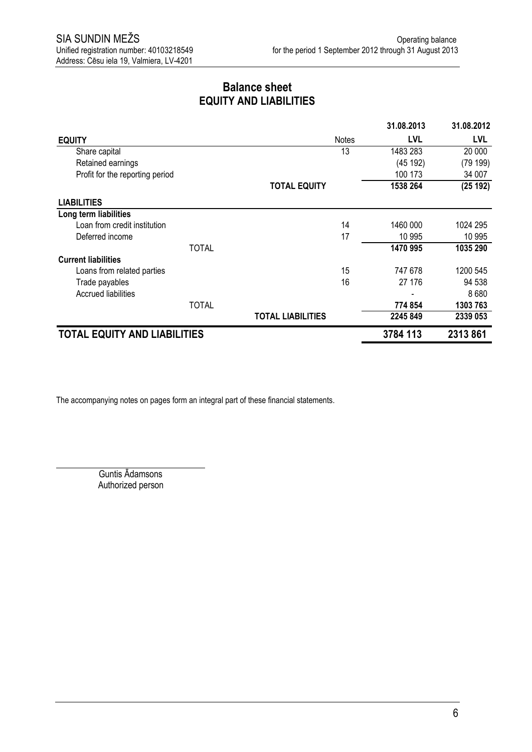SIA SUNDIN MEŽS
Unified registration number: 40103218549
Address: Cēsu iela 19, Valmiera, LV-4201

Operating balance
for the period 1 September 2012 through 31 August 2013

## Balance sheet
## EQUITY AND LIABILITIES

| | Notes | 31.08.2013 LVL | 31.08.2012 LVL |
|---|---|---|---|
| **EQUITY** | | | |
| Share capital | 13 | 1483 283 | 20 000 |
| Retained earnings | | (45 192) | (79 199) |
| Profit for the reporting period | | 100 173 | 34 007 |
| **TOTAL EQUITY** | | **1538 264** | **(25 192)** |
| **LIABILITIES** | | | |
| **Long term liabilities** | | | |
| Loan from credit institution | 14 | 1460 000 | 1024 295 |
| Deferred income | 17 | 10 995 | 10 995 |
| TOTAL | | **1470 995** | **1035 290** |
| **Current liabilities** | | | |
| Loans from related parties | 15 | 747 678 | 1200 545 |
| Trade payables | 16 | 27 176 | 94 538 |
| Accrued liabilities | | - | 8 680 |
| TOTAL | | **774 854** | **1303 763** |
| **TOTAL LIABILITIES** | | **2245 849** | **2339 053** |
| **TOTAL EQUITY AND LIABILITIES** | | **3784 113** | **2313 861** |

The accompanying notes on pages form an integral part of these financial statements.

Guntis Ādamsons
Authorized person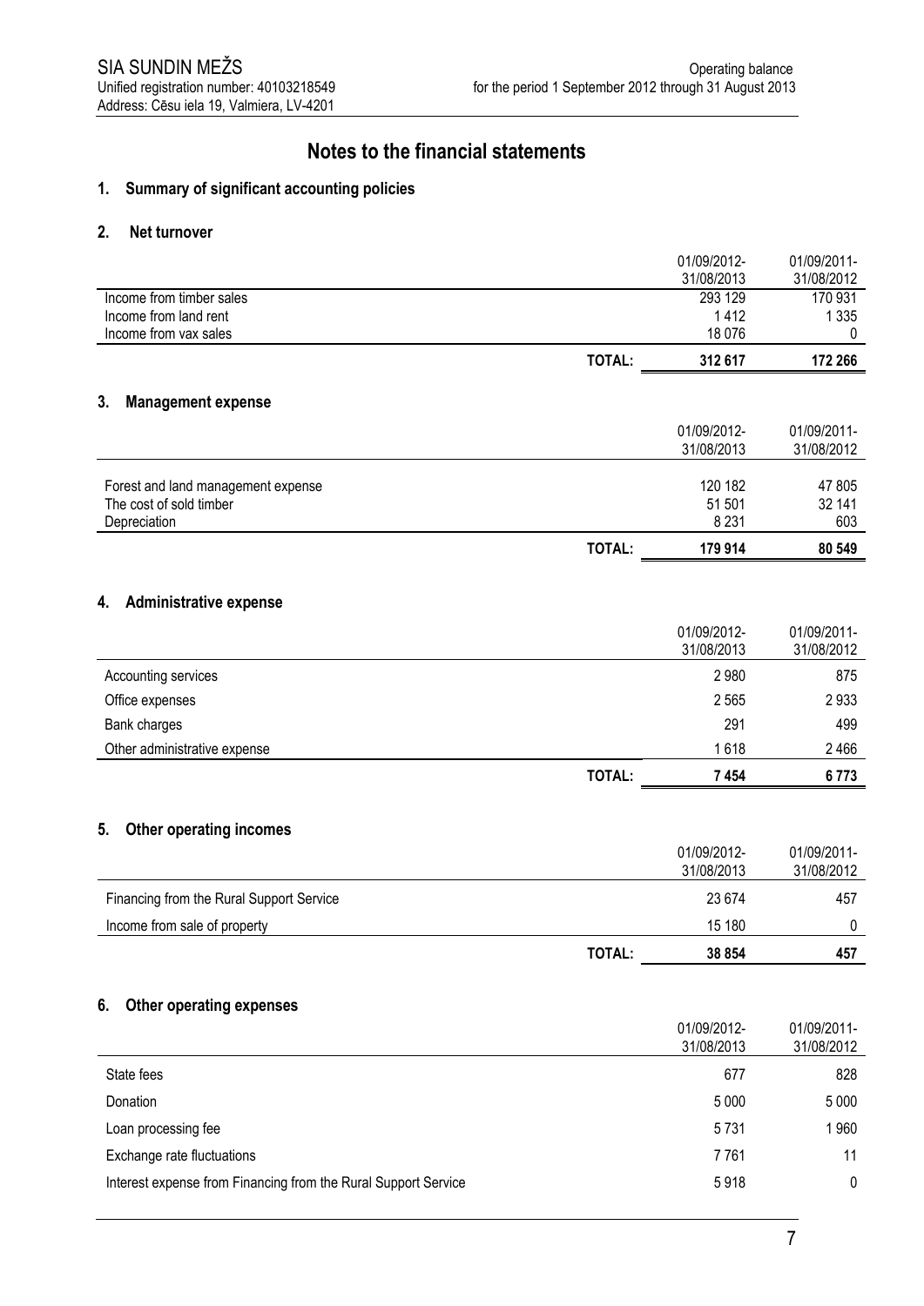# Notes to the financial statements

## 1. Summary of significant accounting policies

## 2. Net turnover

| | | 01/09/2012-31/08/2013 | 01/09/2011-31/08/2012 |
|---|---|---|---|
| Income from timber sales | | 293 129 | 170 931 |
| Income from land rent | | 1 412 | 1 335 |
| Income from vax sales | | 18 076 | 0 |
| | **TOTAL:** | **312 617** | **172 266** |

## 3. Management expense

| | | 01/09/2012-31/08/2013 | 01/09/2011-31/08/2012 |
|---|---|---|---|
| Forest and land management expense | | 120 182 | 47 805 |
| The cost of sold timber | | 51 501 | 32 141 |
| Depreciation | | 8 231 | 603 |
| | **TOTAL:** | **179 914** | **80 549** |

## 4. Administrative expense

| | | 01/09/2012-31/08/2013 | 01/09/2011-31/08/2012 |
|---|---|---|---|
| Accounting services | | 2 980 | 875 |
| Office expenses | | 2 565 | 2 933 |
| Bank charges | | 291 | 499 |
| Other administrative expense | | 1 618 | 2 466 |
| | **TOTAL:** | **7 454** | **6 773** |

## 5. Other operating incomes

| | | 01/09/2012-31/08/2013 | 01/09/2011-31/08/2012 |
|---|---|---|---|
| Financing from the Rural Support Service | | 23 674 | 457 |
| Income from sale of property | | 15 180 | 0 |
| | **TOTAL:** | **38 854** | **457** |

## 6. Other operating expenses

| | | 01/09/2012-31/08/2013 | 01/09/2011-31/08/2012 |
|---|---|---|---|
| State fees | | 677 | 828 |
| Donation | | 5 000 | 5 000 |
| Loan processing fee | | 5 731 | 1 960 |
| Exchange rate fluctuations | | 7 761 | 11 |
| Interest expense from Financing from the Rural Support Service | | 5 918 | 0 |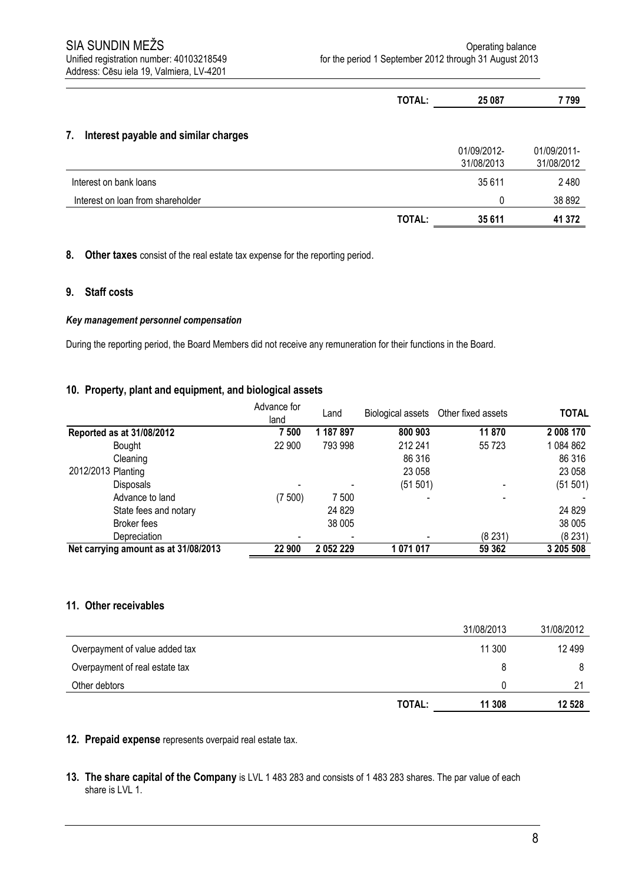| | TOTAL: | 25 087 | 7 799 |
|---|---|---|---|

## 7. Interest payable and similar charges

| | 01/09/2012-31/08/2013 | 01/09/2011-31/08/2012 |
|---|---|---|
| Interest on bank loans | 35 611 | 2 480 |
| Interest on loan from shareholder | 0 | 38 892 |
| **TOTAL:** | **35 611** | **41 372** |

**8. Other taxes** consist of the real estate tax expense for the reporting period.

## 9. Staff costs

***Key management personnel compensation***

During the reporting period, the Board Members did not receive any remuneration for their functions in the Board.

## 10. Property, plant and equipment, and biological assets

| | Advance for land | Land | Biological assets | Other fixed assets | TOTAL |
|---|---|---|---|---|---|
| **Reported as at 31/08/2012** | **7 500** | **1 187 897** | **800 903** | **11 870** | **2 008 170** |
| Bought | 22 900 | 793 998 | 212 241 | 55 723 | 1 084 862 |
| Cleaning | | | 86 316 | | 86 316 |
| 2012/2013 Planting | | | 23 058 | | 23 058 |
| Disposals | - | - | (51 501) | - | (51 501) |
| Advance to land | (7 500) | 7 500 | - | - | - |
| State fees and notary | | 24 829 | | | 24 829 |
| Broker fees | | 38 005 | | | 38 005 |
| Depreciation | - | - | - | (8 231) | (8 231) |
| **Net carrying amount as at 31/08/2013** | **22 900** | **2 052 229** | **1 071 017** | **59 362** | **3 205 508** |

## 11. Other receivables

| | 31/08/2013 | 31/08/2012 |
|---|---|---|
| Overpayment of value added tax | 11 300 | 12 499 |
| Overpayment of real estate tax | 8 | 8 |
| Other debtors | 0 | 21 |
| **TOTAL:** | **11 308** | **12 528** |

**12. Prepaid expense** represents overpaid real estate tax.

**13. The share capital of the Company** is LVL 1 483 283 and consists of 1 483 283 shares. The par value of each share is LVL 1.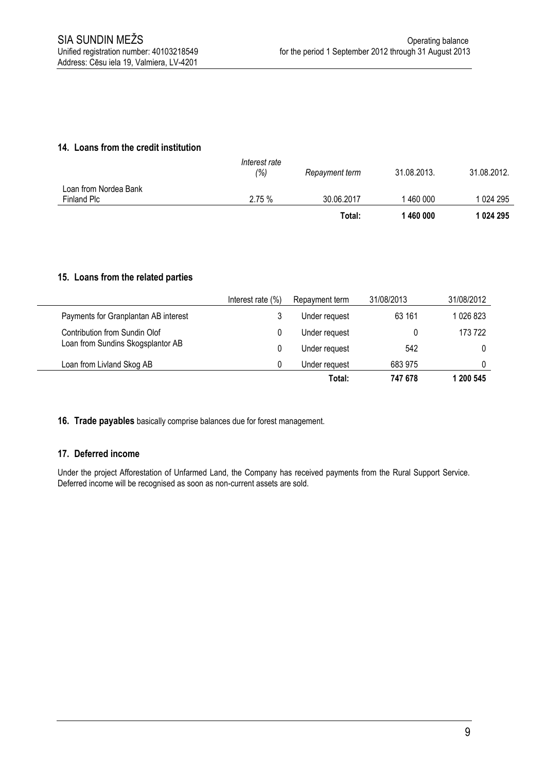## 14. Loans from the credit institution

| | *Interest rate (%)* | *Repayment term* | 31.08.2013. | 31.08.2012. |
|---|---|---|---|---|
| Loan from Nordea Bank Finland Plc | 2.75 % | 30.06.2017 | 1 460 000 | 1 024 295 |
| | | **Total:** | **1 460 000** | **1 024 295** |

## 15. Loans from the related parties

| | Interest rate (%) | Repayment term | 31/08/2013 | 31/08/2012 |
|---|---|---|---|---|
| Payments for Granplantan AB interest | 3 | Under request | 63 161 | 1 026 823 |
| Contribution from Sundin Olof | 0 | Under request | 0 | 173 722 |
| Loan from Sundins Skogsplantor AB | 0 | Under request | 542 | 0 |
| Loan from Livland Skog AB | 0 | Under request | 683 975 | 0 |
| | | **Total:** | **747 678** | **1 200 545** |

**16. Trade payables** basically comprise balances due for forest management.

## 17. Deferred income

Under the project Afforestation of Unfarmed Land, the Company has received payments from the Rural Support Service. Deferred income will be recognised as soon as non-current assets are sold.